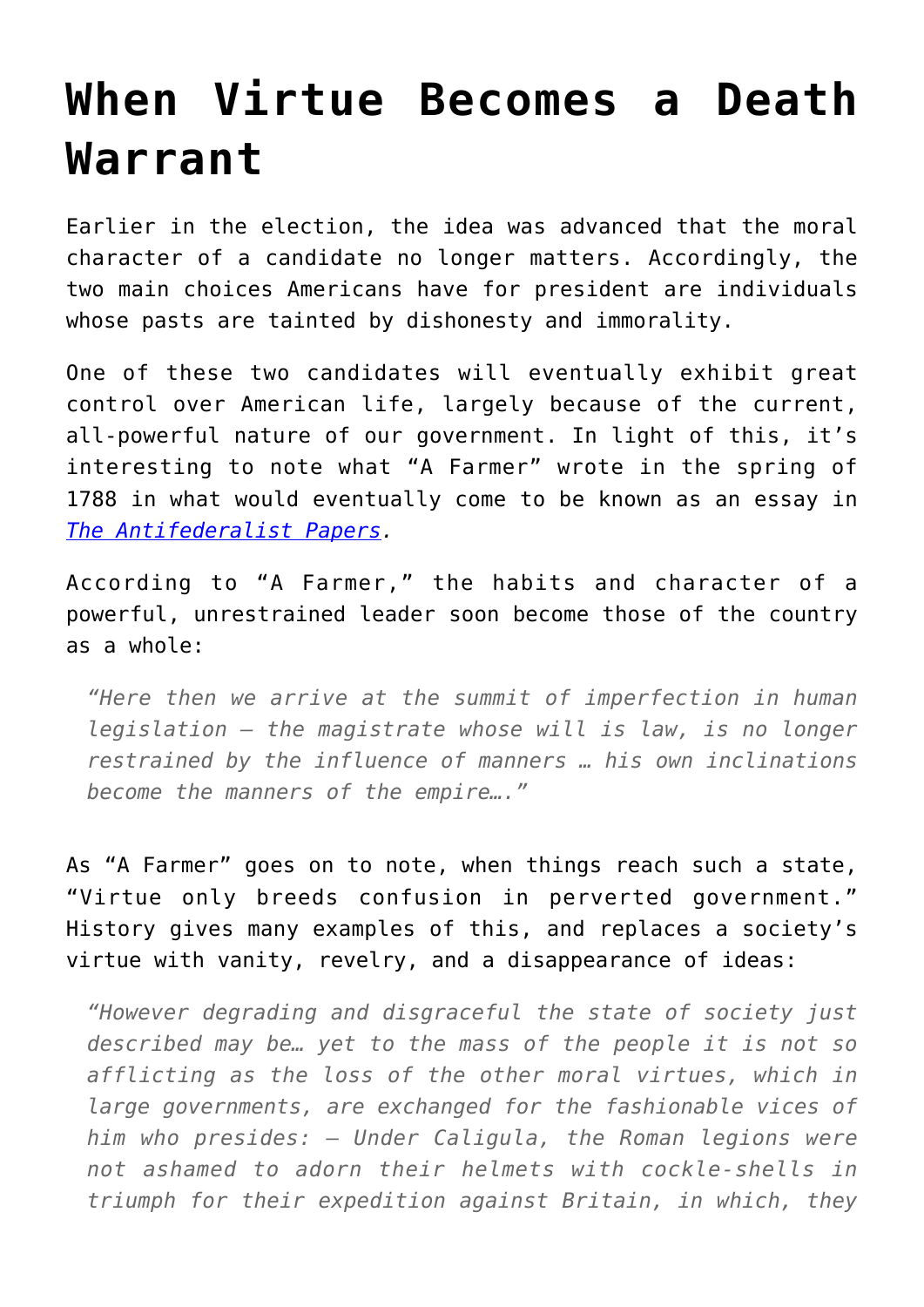# When Virtue Becomes a Death Warrant

Earlier in the election, the idea was advanced that the moral character of a candidate no longer matters. Accordingly, the two main choices Americans have for president are individuals whose pasts are tainted by dishonesty and immorality.

One of these two candidates will eventually exhibit great control over American life, largely because of the current, all-powerful nature of our government. In light of this, it's interesting to note what "A Farmer" wrote in the spring of 1788 in what would eventually come to be known as an essay in *The Antifederalist Papers*.

According to "A Farmer," the habits and character of a powerful, unrestrained leader soon become those of the country as a whole:

> *"Here then we arrive at the summit of imperfection in human legislation – the magistrate whose will is law, is no longer restrained by the influence of manners … his own inclinations become the manners of the empire…."*

As "A Farmer" goes on to note, when things reach such a state, "Virtue only breeds confusion in perverted government." History gives many examples of this, and replaces a society's virtue with vanity, revelry, and a disappearance of ideas:

> *"However degrading and disgraceful the state of society just described may be… yet to the mass of the people it is not so afflicting as the loss of the other moral virtues, which in large governments, are exchanged for the fashionable vices of him who presides: – Under Caligula, the Roman legions were not ashamed to adorn their helmets with cockle-shells in triumph for their expedition against Britain, in which, they*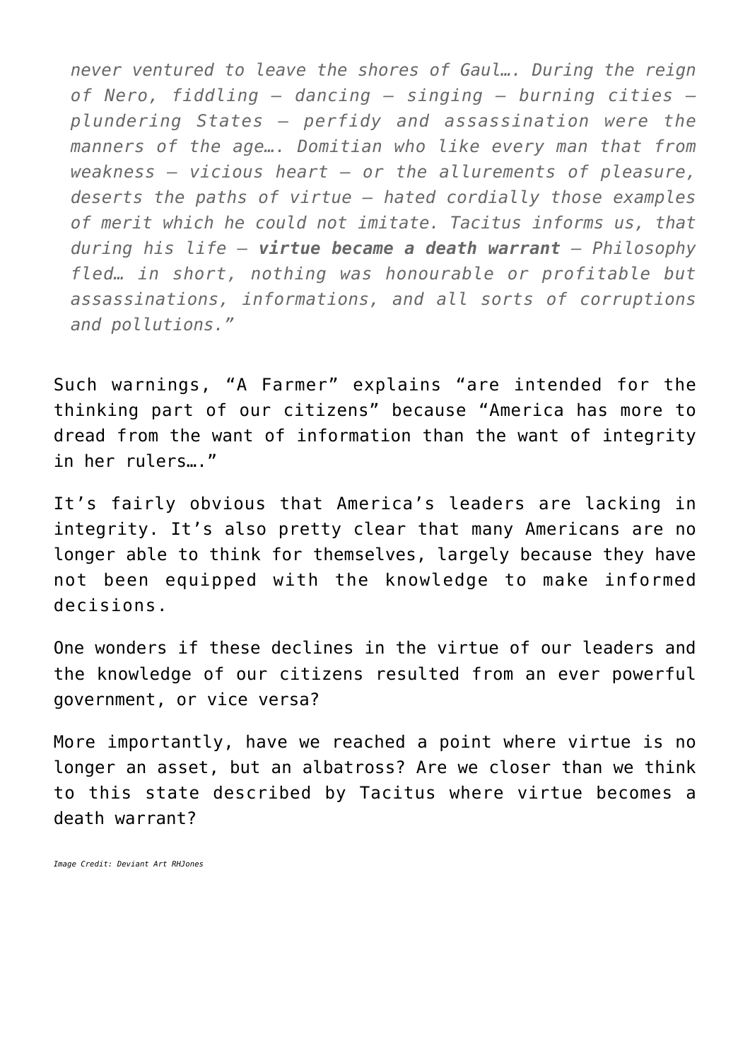> *never ventured to leave the shores of Gaul…. During the reign of Nero, fiddling – dancing – singing – burning cities – plundering States – perfidy and assassination were the manners of the age…. Domitian who like every man that from weakness – vicious heart – or the allurements of pleasure, deserts the paths of virtue – hated cordially those examples of merit which he could not imitate. Tacitus informs us, that during his life –* ***virtue became a death warrant*** *– Philosophy fled… in short, nothing was honourable or profitable but assassinations, informations, and all sorts of corruptions and pollutions."*

Such warnings, "A Farmer" explains "are intended for the thinking part of our citizens" because "America has more to dread from the want of information than the want of integrity in her rulers…."

It's fairly obvious that America's leaders are lacking in integrity. It's also pretty clear that many Americans are no longer able to think for themselves, largely because they have not been equipped with the knowledge to make informed decisions.

One wonders if these declines in the virtue of our leaders and the knowledge of our citizens resulted from an ever powerful government, or vice versa?

More importantly, have we reached a point where virtue is no longer an asset, but an albatross? Are we closer than we think to this state described by Tacitus where virtue becomes a death warrant?

*Image Credit: Deviant Art RHJones*